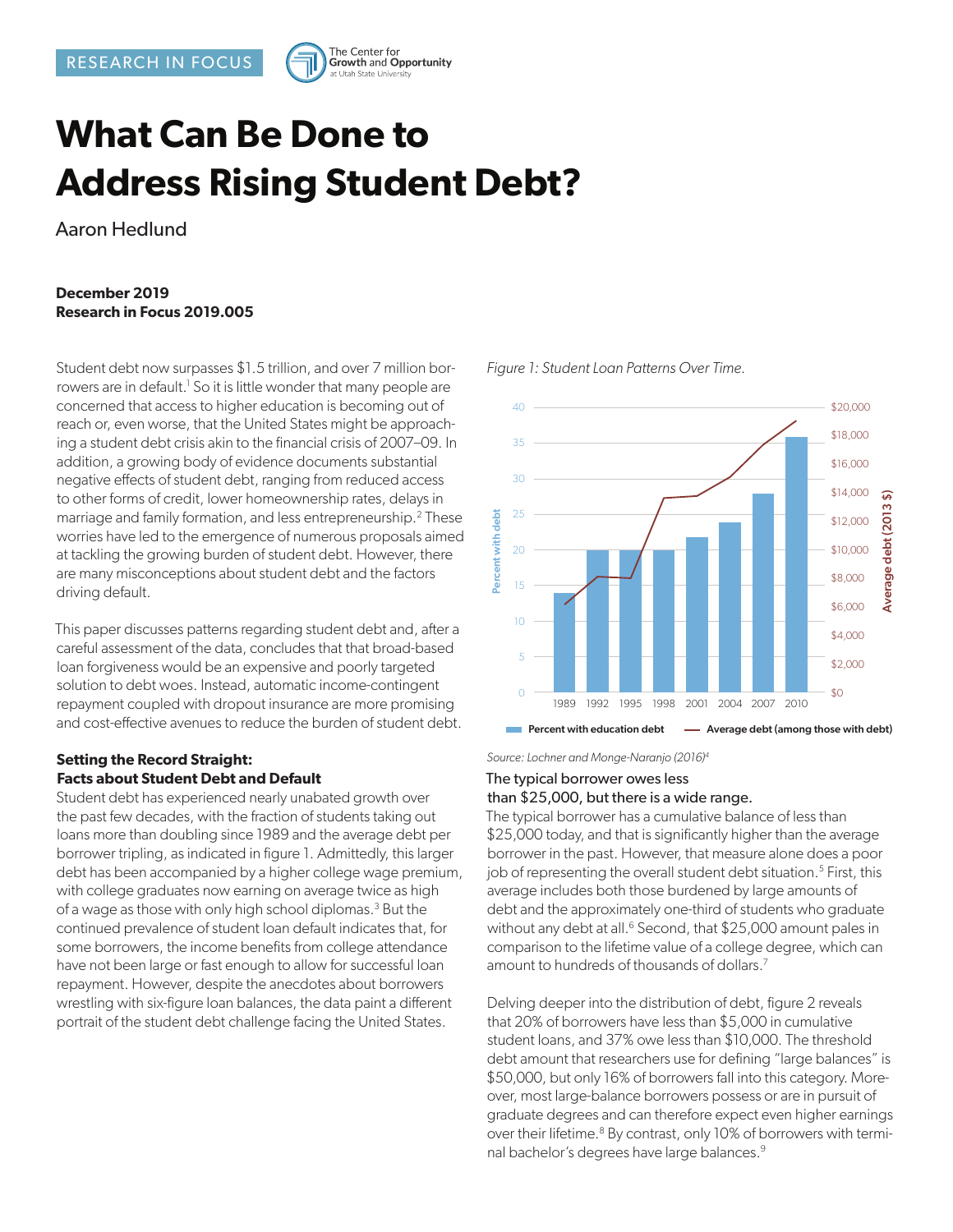RESEARCH IN FOCUS

# What Can Be Done to Address Rising Student Debt?

Aaron Hedlund

**December 2019**
**Research in Focus 2019.005**

Student debt now surpasses $1.5 trillion, and over 7 million borrowers are in default.[1] So it is little wonder that many people are concerned that access to higher education is becoming out of reach or, even worse, that the United States might be approaching a student debt crisis akin to the financial crisis of 2007–09. In addition, a growing body of evidence documents substantial negative effects of student debt, ranging from reduced access to other forms of credit, lower homeownership rates, delays in marriage and family formation, and less entrepreneurship.[2] These worries have led to the emergence of numerous proposals aimed at tackling the growing burden of student debt. However, there are many misconceptions about student debt and the factors driving default.

This paper discusses patterns regarding student debt and, after a careful assessment of the data, concludes that that broad-based loan forgiveness would be an expensive and poorly targeted solution to debt woes. Instead, automatic income-contingent repayment coupled with dropout insurance are more promising and cost-effective avenues to reduce the burden of student debt.

## Setting the Record Straight: Facts about Student Debt and Default

Student debt has experienced nearly unabated growth over the past few decades, with the fraction of students taking out loans more than doubling since 1989 and the average debt per borrower tripling, as indicated in figure 1. Admittedly, this larger debt has been accompanied by a higher college wage premium, with college graduates now earning on average twice as high of a wage as those with only high school diplomas.[3] But the continued prevalence of student loan default indicates that, for some borrowers, the income benefits from college attendance have not been large or fast enough to allow for successful loan repayment. However, despite the anecdotes about borrowers wrestling with six-figure loan balances, the data paint a different portrait of the student debt challenge facing the United States.

*Figure 1: Student Loan Patterns Over Time.*

| Year | Percent with education debt | Average debt (among those with debt, 2013 $) |
|---|---|---|
| 1989 | ~14 | ~$6,300 |
| 1992 | ~20 | ~$8,100 |
| 1995 | ~20 | ~$8,000 |
| 1998 | ~20 | ~$13,700 |
| 2001 | ~22 | ~$13,800 |
| 2004 | ~24 | ~$15,000 |
| 2007 | ~28 | ~$17,400 |
| 2010 | ~36 | ~$19,000 |

*Source: Lochner and Monge-Naranjo (2016)[4]*

### The typical borrower owes less than $25,000, but there is a wide range.

The typical borrower has a cumulative balance of less than $25,000 today, and that is significantly higher than the average borrower in the past. However, that measure alone does a poor job of representing the overall student debt situation.[5] First, this average includes both those burdened by large amounts of debt and the approximately one-third of students who graduate without any debt at all.[6] Second, that $25,000 amount pales in comparison to the lifetime value of a college degree, which can amount to hundreds of thousands of dollars.[7]

Delving deeper into the distribution of debt, figure 2 reveals that 20% of borrowers have less than $5,000 in cumulative student loans, and 37% owe less than $10,000. The threshold debt amount that researchers use for defining "large balances" is $50,000, but only 16% of borrowers fall into this category. Moreover, most large-balance borrowers possess or are in pursuit of graduate degrees and can therefore expect even higher earnings over their lifetime.[8] By contrast, only 10% of borrowers with terminal bachelor's degrees have large balances.[9]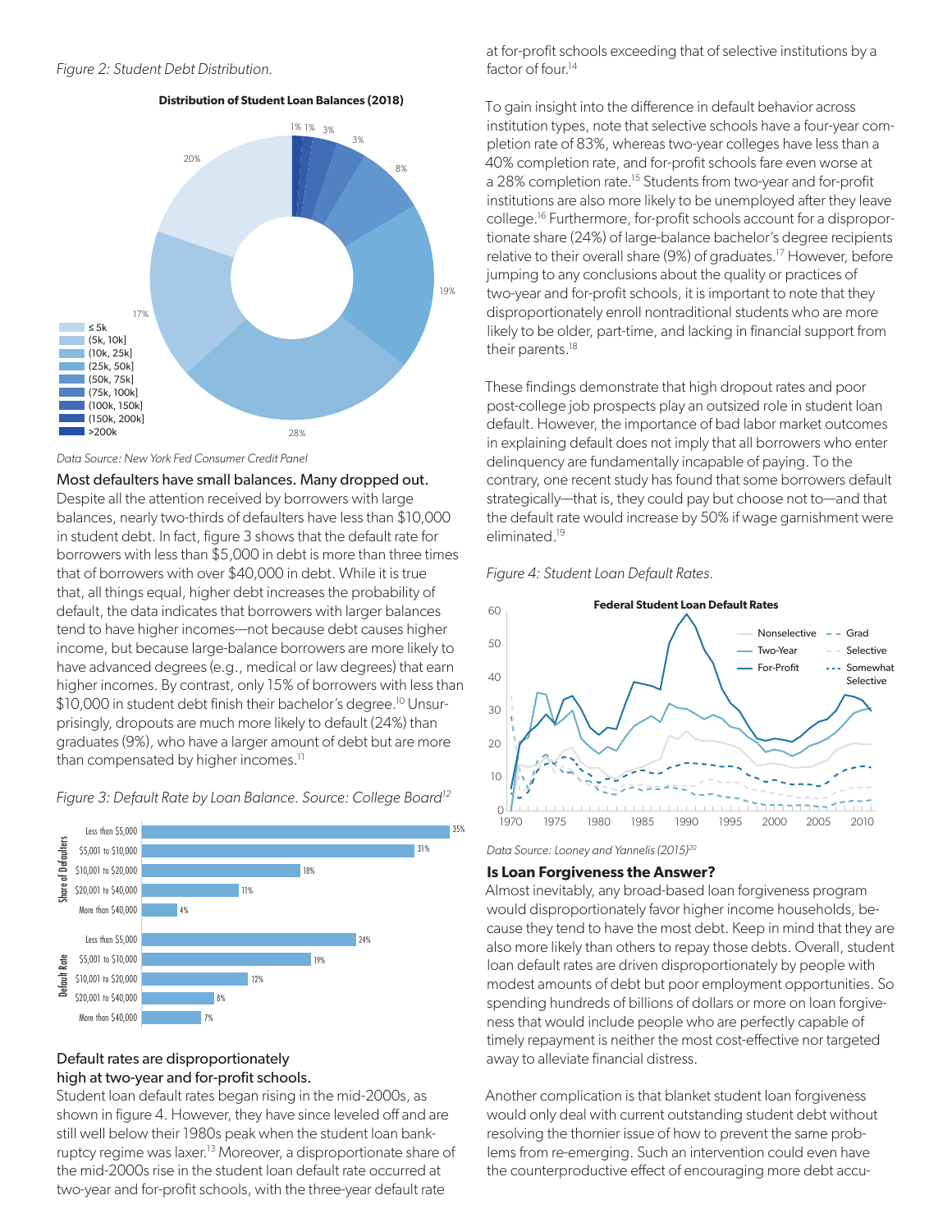*Figure 2: Student Debt Distribution.*

*Data Source: New York Fed Consumer Credit Panel*

**Most defaulters have small balances. Many dropped out.** Despite all the attention received by borrowers with large balances, nearly two-thirds of defaulters have less than $10,000 in student debt. In fact, figure 3 shows that the default rate for borrowers with less than $5,000 in debt is more than three times that of borrowers with over $40,000 in debt. While it is true that, all things equal, higher debt increases the probability of default, the data indicates that borrowers with larger balances tend to have higher incomes—not because debt causes higher income, but because large-balance borrowers are more likely to have advanced degrees (e.g., medical or law degrees) that earn higher incomes. By contrast, only 15% of borrowers with less than $10,000 in student debt finish their bachelor's degree.[10] Unsurprisingly, dropouts are much more likely to default (24%) than graduates (9%), who have a larger amount of debt but are more than compensated by higher incomes.[11]

*Figure 3: Default Rate by Loan Balance. Source: College Board[12]*

**Default rates are disproportionately high at two-year and for-profit schools.**
Student loan default rates began rising in the mid-2000s, as shown in figure 4. However, they have since leveled off and are still well below their 1980s peak when the student loan bankruptcy regime was laxer.[13] Moreover, a disproportionate share of the mid-2000s rise in the student loan default rate occurred at two-year and for-profit schools, with the three-year default rate at for-profit schools exceeding that of selective institutions by a factor of four.[14]

To gain insight into the difference in default behavior across institution types, note that selective schools have a four-year completion rate of 83%, whereas two-year colleges have less than a 40% completion rate, and for-profit schools fare even worse at a 28% completion rate.[15] Students from two-year and for-profit institutions are also more likely to be unemployed after they leave college.[16] Furthermore, for-profit schools account for a disproportionate share (24%) of large-balance bachelor's degree recipients relative to their overall share (9%) of graduates.[17] However, before jumping to any conclusions about the quality or practices of two-year and for-profit schools, it is important to note that they disproportionately enroll nontraditional students who are more likely to be older, part-time, and lacking in financial support from their parents.[18]

These findings demonstrate that high dropout rates and poor post-college job prospects play an outsized role in student loan default. However, the importance of bad labor market outcomes in explaining default does not imply that all borrowers who enter delinquency are fundamentally incapable of paying. To the contrary, one recent study has found that some borrowers default strategically—that is, they could pay but choose not to—and that the default rate would increase by 50% if wage garnishment were eliminated.[19]

*Figure 4: Student Loan Default Rates.*

*Data Source: Looney and Yannelis (2015)[20]*

### Is Loan Forgiveness the Answer?

Almost inevitably, any broad-based loan forgiveness program would disproportionately favor higher income households, because they tend to have the most debt. Keep in mind that they are also more likely than others to repay those debts. Overall, student loan default rates are driven disproportionately by people with modest amounts of debt but poor employment opportunities. So spending hundreds of billions of dollars or more on loan forgiveness that would include people who are perfectly capable of timely repayment is neither the most cost-effective nor targeted away to alleviate financial distress.

Another complication is that blanket student loan forgiveness would only deal with current outstanding student debt without resolving the thornier issue of how to prevent the same problems from re-emerging. Such an intervention could even have the counterproductive effect of encouraging more debt accu-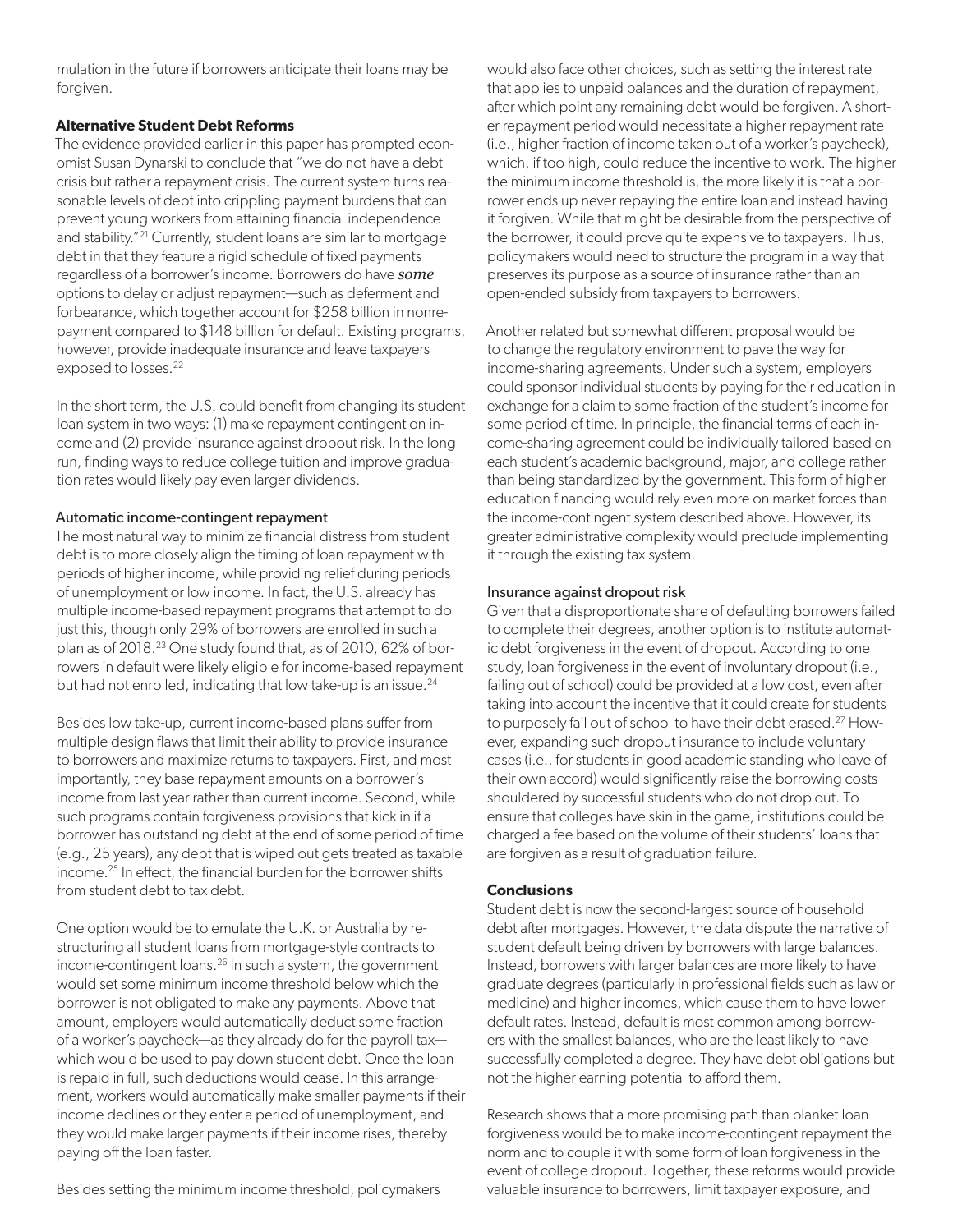mulation in the future if borrowers anticipate their loans may be forgiven.

### Alternative Student Debt Reforms

The evidence provided earlier in this paper has prompted economist Susan Dynarski to conclude that "we do not have a debt crisis but rather a repayment crisis. The current system turns reasonable levels of debt into crippling payment burdens that can prevent young workers from attaining financial independence and stability."[21] Currently, student loans are similar to mortgage debt in that they feature a rigid schedule of fixed payments regardless of a borrower's income. Borrowers do have *some* options to delay or adjust repayment—such as deferment and forbearance, which together account for $258 billion in nonrepayment compared to $148 billion for default. Existing programs, however, provide inadequate insurance and leave taxpayers exposed to losses.[22]

In the short term, the U.S. could benefit from changing its student loan system in two ways: (1) make repayment contingent on income and (2) provide insurance against dropout risk. In the long run, finding ways to reduce college tuition and improve graduation rates would likely pay even larger dividends.

#### Automatic income-contingent repayment

The most natural way to minimize financial distress from student debt is to more closely align the timing of loan repayment with periods of higher income, while providing relief during periods of unemployment or low income. In fact, the U.S. already has multiple income-based repayment programs that attempt to do just this, though only 29% of borrowers are enrolled in such a plan as of 2018.[23] One study found that, as of 2010, 62% of borrowers in default were likely eligible for income-based repayment but had not enrolled, indicating that low take-up is an issue.[24]

Besides low take-up, current income-based plans suffer from multiple design flaws that limit their ability to provide insurance to borrowers and maximize returns to taxpayers. First, and most importantly, they base repayment amounts on a borrower's income from last year rather than current income. Second, while such programs contain forgiveness provisions that kick in if a borrower has outstanding debt at the end of some period of time (e.g., 25 years), any debt that is wiped out gets treated as taxable income.[25] In effect, the financial burden for the borrower shifts from student debt to tax debt.

One option would be to emulate the U.K. or Australia by restructuring all student loans from mortgage-style contracts to income-contingent loans.[26] In such a system, the government would set some minimum income threshold below which the borrower is not obligated to make any payments. Above that amount, employers would automatically deduct some fraction of a worker's paycheck—as they already do for the payroll tax—which would be used to pay down student debt. Once the loan is repaid in full, such deductions would cease. In this arrangement, workers would automatically make smaller payments if their income declines or they enter a period of unemployment, and they would make larger payments if their income rises, thereby paying off the loan faster.

Besides setting the minimum income threshold, policymakers would also face other choices, such as setting the interest rate that applies to unpaid balances and the duration of repayment, after which point any remaining debt would be forgiven. A shorter repayment period would necessitate a higher repayment rate (i.e., higher fraction of income taken out of a worker's paycheck), which, if too high, could reduce the incentive to work. The higher the minimum income threshold is, the more likely it is that a borrower ends up never repaying the entire loan and instead having it forgiven. While that might be desirable from the perspective of the borrower, it could prove quite expensive to taxpayers. Thus, policymakers would need to structure the program in a way that preserves its purpose as a source of insurance rather than an open-ended subsidy from taxpayers to borrowers.

Another related but somewhat different proposal would be to change the regulatory environment to pave the way for income-sharing agreements. Under such a system, employers could sponsor individual students by paying for their education in exchange for a claim to some fraction of the student's income for some period of time. In principle, the financial terms of each income-sharing agreement could be individually tailored based on each student's academic background, major, and college rather than being standardized by the government. This form of higher education financing would rely even more on market forces than the income-contingent system described above. However, its greater administrative complexity would preclude implementing it through the existing tax system.

#### Insurance against dropout risk

Given that a disproportionate share of defaulting borrowers failed to complete their degrees, another option is to institute automatic debt forgiveness in the event of dropout. According to one study, loan forgiveness in the event of involuntary dropout (i.e., failing out of school) could be provided at a low cost, even after taking into account the incentive that it could create for students to purposely fail out of school to have their debt erased.[27] However, expanding such dropout insurance to include voluntary cases (i.e., for students in good academic standing who leave of their own accord) would significantly raise the borrowing costs shouldered by successful students who do not drop out. To ensure that colleges have skin in the game, institutions could be charged a fee based on the volume of their students' loans that are forgiven as a result of graduation failure.

### Conclusions

Student debt is now the second-largest source of household debt after mortgages. However, the data dispute the narrative of student default being driven by borrowers with large balances. Instead, borrowers with larger balances are more likely to have graduate degrees (particularly in professional fields such as law or medicine) and higher incomes, which cause them to have lower default rates. Instead, default is most common among borrowers with the smallest balances, who are the least likely to have successfully completed a degree. They have debt obligations but not the higher earning potential to afford them.

Research shows that a more promising path than blanket loan forgiveness would be to make income-contingent repayment the norm and to couple it with some form of loan forgiveness in the event of college dropout. Together, these reforms would provide valuable insurance to borrowers, limit taxpayer exposure, and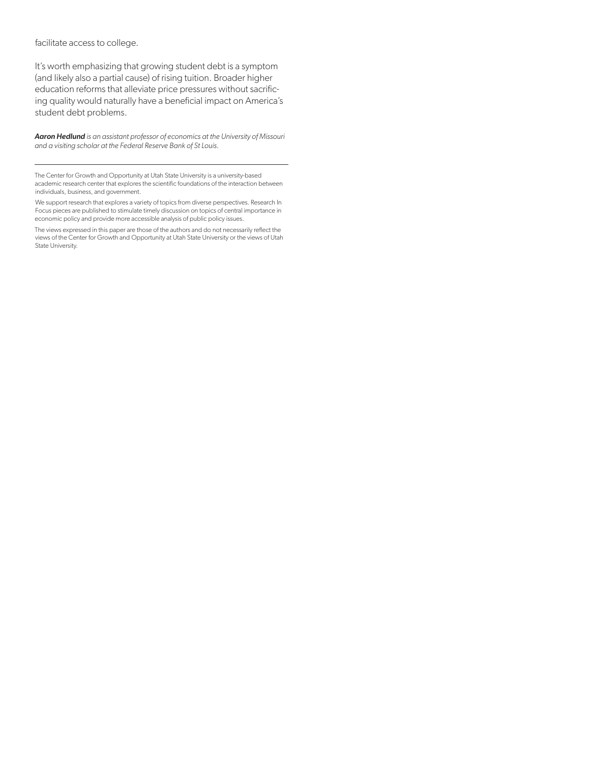facilitate access to college.

It's worth emphasizing that growing student debt is a symptom (and likely also a partial cause) of rising tuition. Broader higher education reforms that alleviate price pressures without sacrificing quality would naturally have a beneficial impact on America's student debt problems.

***Aaron Hedlund** is an assistant professor of economics at the University of Missouri and a visiting scholar at the Federal Reserve Bank of St Louis.*

---

The Center for Growth and Opportunity at Utah State University is a university-based academic research center that explores the scientific foundations of the interaction between individuals, business, and government.

We support research that explores a variety of topics from diverse perspectives. Research In Focus pieces are published to stimulate timely discussion on topics of central importance in economic policy and provide more accessible analysis of public policy issues.

The views expressed in this paper are those of the authors and do not necessarily reflect the views of the Center for Growth and Opportunity at Utah State University or the views of Utah State University.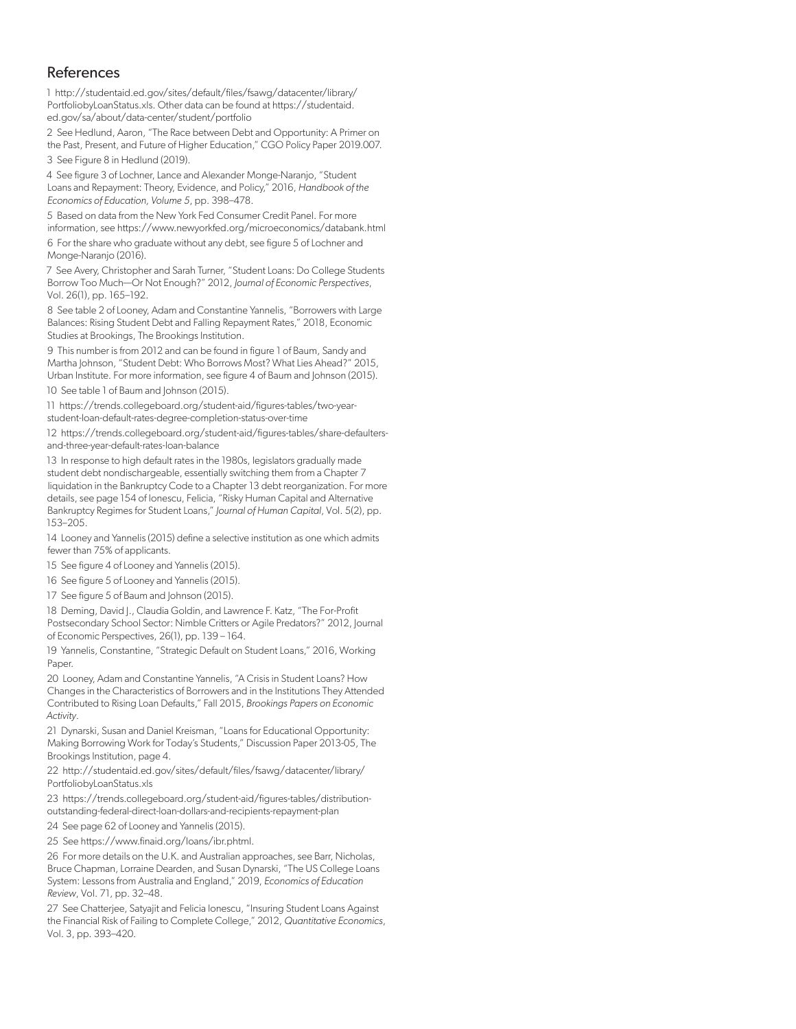## References

1 http://studentaid.ed.gov/sites/default/files/fsawg/datacenter/library/PortfoliobyLoanStatus.xls. Other data can be found at https://studentaid.ed.gov/sa/about/data-center/student/portfolio

2 See Hedlund, Aaron, "The Race between Debt and Opportunity: A Primer on the Past, Present, and Future of Higher Education," CGO Policy Paper 2019.007.

3 See Figure 8 in Hedlund (2019).

4 See figure 3 of Lochner, Lance and Alexander Monge-Naranjo, "Student Loans and Repayment: Theory, Evidence, and Policy," 2016, *Handbook of the Economics of Education, Volume 5*, pp. 398–478.

5 Based on data from the New York Fed Consumer Credit Panel. For more information, see https://www.newyorkfed.org/microeconomics/databank.html

6 For the share who graduate without any debt, see figure 5 of Lochner and Monge-Naranjo (2016).

7 See Avery, Christopher and Sarah Turner, "Student Loans: Do College Students Borrow Too Much—Or Not Enough?" 2012, *Journal of Economic Perspectives*, Vol. 26(1), pp. 165–192.

8 See table 2 of Looney, Adam and Constantine Yannelis, "Borrowers with Large Balances: Rising Student Debt and Falling Repayment Rates," 2018, Economic Studies at Brookings, The Brookings Institution.

9 This number is from 2012 and can be found in figure 1 of Baum, Sandy and Martha Johnson, "Student Debt: Who Borrows Most? What Lies Ahead?" 2015, Urban Institute. For more information, see figure 4 of Baum and Johnson (2015).

10 See table 1 of Baum and Johnson (2015).

11 https://trends.collegeboard.org/student-aid/figures-tables/two-year-student-loan-default-rates-degree-completion-status-over-time

12 https://trends.collegeboard.org/student-aid/figures-tables/share-defaulters-and-three-year-default-rates-loan-balance

13 In response to high default rates in the 1980s, legislators gradually made student debt nondischargeable, essentially switching them from a Chapter 7 liquidation in the Bankruptcy Code to a Chapter 13 debt reorganization. For more details, see page 154 of Ionescu, Felicia, "Risky Human Capital and Alternative Bankruptcy Regimes for Student Loans," *Journal of Human Capital*, Vol. 5(2), pp. 153–205.

14 Looney and Yannelis (2015) define a selective institution as one which admits fewer than 75% of applicants.

15 See figure 4 of Looney and Yannelis (2015).

16 See figure 5 of Looney and Yannelis (2015).

17 See figure 5 of Baum and Johnson (2015).

18 Deming, David J., Claudia Goldin, and Lawrence F. Katz, "The For-Profit Postsecondary School Sector: Nimble Critters or Agile Predators?" 2012, Journal of Economic Perspectives, 26(1), pp. 139 – 164.

19 Yannelis, Constantine, "Strategic Default on Student Loans," 2016, Working Paper.

20 Looney, Adam and Constantine Yannelis, "A Crisis in Student Loans? How Changes in the Characteristics of Borrowers and in the Institutions They Attended Contributed to Rising Loan Defaults," Fall 2015, *Brookings Papers on Economic Activity*.

21 Dynarski, Susan and Daniel Kreisman, "Loans for Educational Opportunity: Making Borrowing Work for Today's Students," Discussion Paper 2013-05, The Brookings Institution, page 4.

22 http://studentaid.ed.gov/sites/default/files/fsawg/datacenter/library/PortfoliobyLoanStatus.xls

23 https://trends.collegeboard.org/student-aid/figures-tables/distribution-outstanding-federal-direct-loan-dollars-and-recipients-repayment-plan

24 See page 62 of Looney and Yannelis (2015).

25 See https://www.finaid.org/loans/ibr.phtml.

26 For more details on the U.K. and Australian approaches, see Barr, Nicholas, Bruce Chapman, Lorraine Dearden, and Susan Dynarski, "The US College Loans System: Lessons from Australia and England," 2019, *Economics of Education Review*, Vol. 71, pp. 32–48.

27 See Chatterjee, Satyajit and Felicia Ionescu, "Insuring Student Loans Against the Financial Risk of Failing to Complete College," 2012, *Quantitative Economics*, Vol. 3, pp. 393–420.